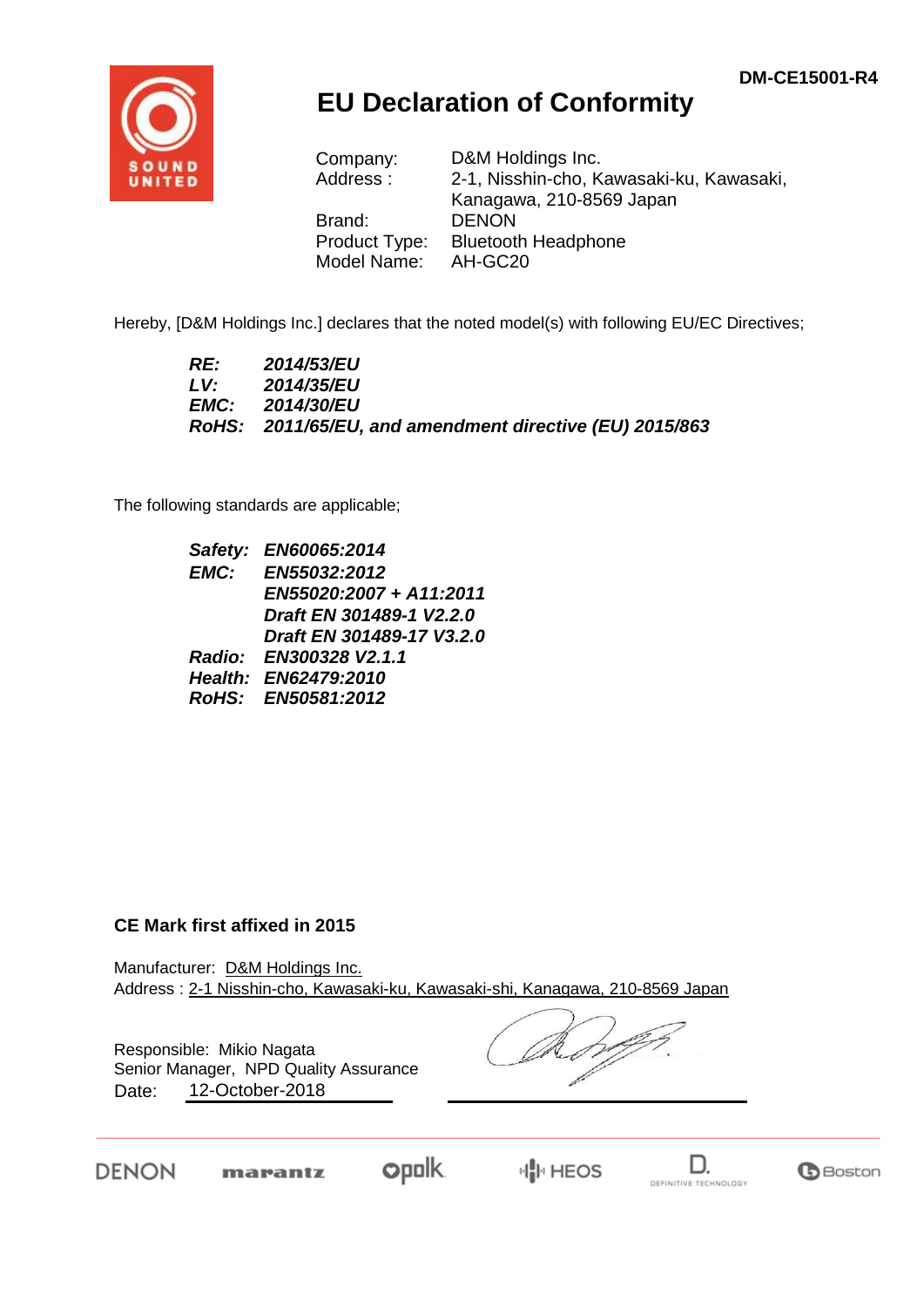DM-CE15001-R4

# EU Declaration of Conformity

Company: D&M Holdings Inc.
Address : 2-1, Nisshin-cho, Kawasaki-ku, Kawasaki, Kanagawa, 210-8569 Japan
Brand: DENON
Product Type: Bluetooth Headphone
Model Name: AH-GC20

Hereby, [D&M Holdings Inc.] declares that the noted model(s) with following EU/EC Directives;

***RE:*** ***2014/53/EU***
***LV:*** ***2014/35/EU***
***EMC:*** ***2014/30/EU***
***RoHS:*** ***2011/65/EU, and amendment directive (EU) 2015/863***

The following standards are applicable;

***Safety:*** ***EN60065:2014***
***EMC:*** ***EN55032:2012***
***EN55020:2007 + A11:2011***
***Draft EN 301489-1 V2.2.0***
***Draft EN 301489-17 V3.2.0***
***Radio:*** ***EN300328 V2.1.1***
***Health:*** ***EN62479:2010***
***RoHS:*** ***EN50581:2012***

**CE Mark first affixed in 2015**

Manufacturer: D&M Holdings Inc.
Address : 2-1 Nisshin-cho, Kawasaki-ku, Kawasaki-shi, Kanagawa, 210-8569 Japan

Responsible: Mikio Nagata
Senior Manager, NPD Quality Assurance
Date: 12-October-2018

DENON marantz polk HEOS D. DEFINITIVE TECHNOLOGY Boston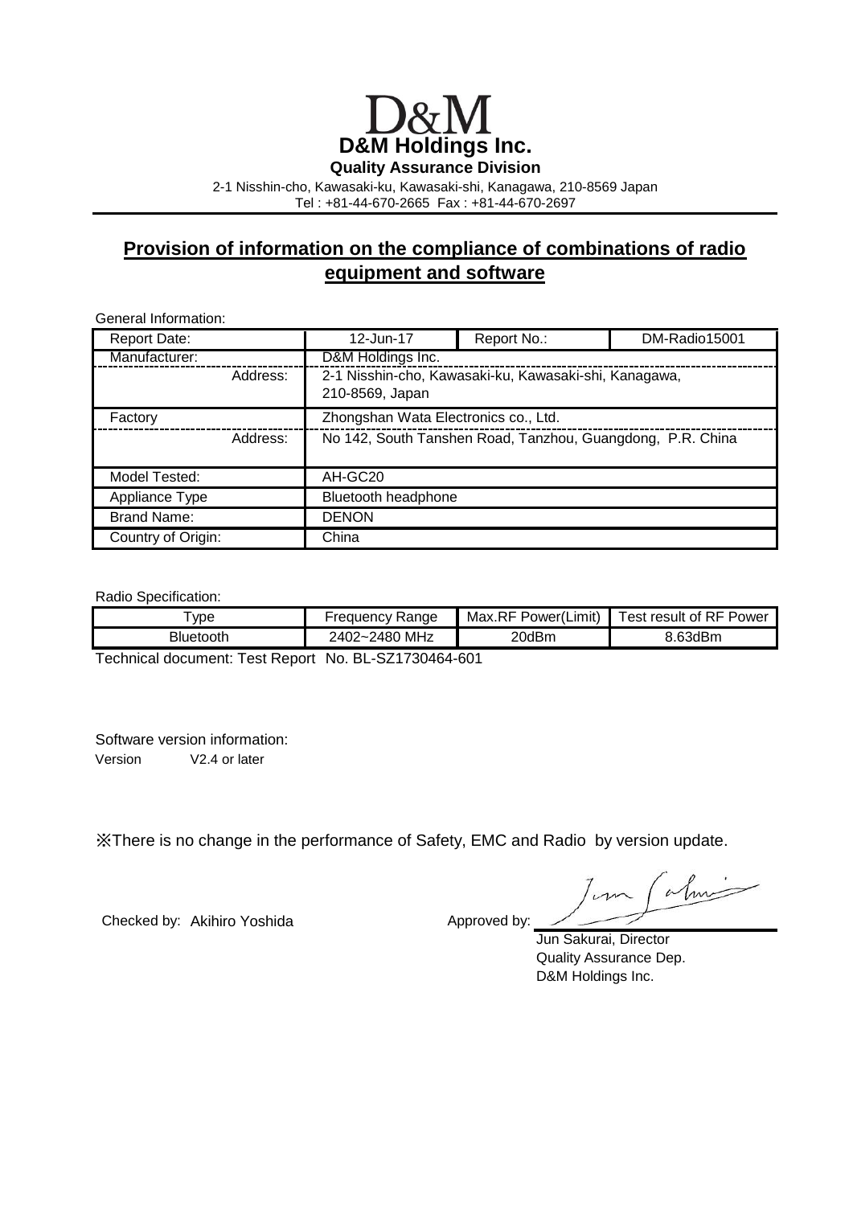# D&M Holdings Inc.

**Quality Assurance Division**

2-1 Nisshin-cho, Kawasaki-ku, Kawasaki-shi, Kanagawa, 210-8569 Japan
Tel : +81-44-670-2665 Fax : +81-44-670-2697

## Provision of information on the compliance of combinations of radio equipment and software

General Information:

| | | | |
|---|---|---|---|
| Report Date: | 12-Jun-17 | Report No.: | DM-Radio15001 |
| Manufacturer: | D&M Holdings Inc. | | |
| Address: | 2-1 Nisshin-cho, Kawasaki-ku, Kawasaki-shi, Kanagawa, 210-8569, Japan | | |
| Factory | Zhongshan Wata Electronics co., Ltd. | | |
| Address: | No 142, South Tanshen Road, Tanzhou, Guangdong, P.R. China | | |
| Model Tested: | AH-GC20 | | |
| Appliance Type | Bluetooth headphone | | |
| Brand Name: | DENON | | |
| Country of Origin: | China | | |

Radio Specification:

| Type | Frequency Range | Max.RF Power(Limit) | Test result of RF Power |
|---|---|---|---|
| Bluetooth | 2402~2480 MHz | 20dBm | 8.63dBm |

Technical document: Test Report No. BL-SZ1730464-601

Software version information:
Version V2.4 or later

※There is no change in the performance of Safety, EMC and Radio by version update.

Checked by: Akihiro Yoshida

Approved by:

Jun Sakurai, Director
Quality Assurance Dep.
D&M Holdings Inc.